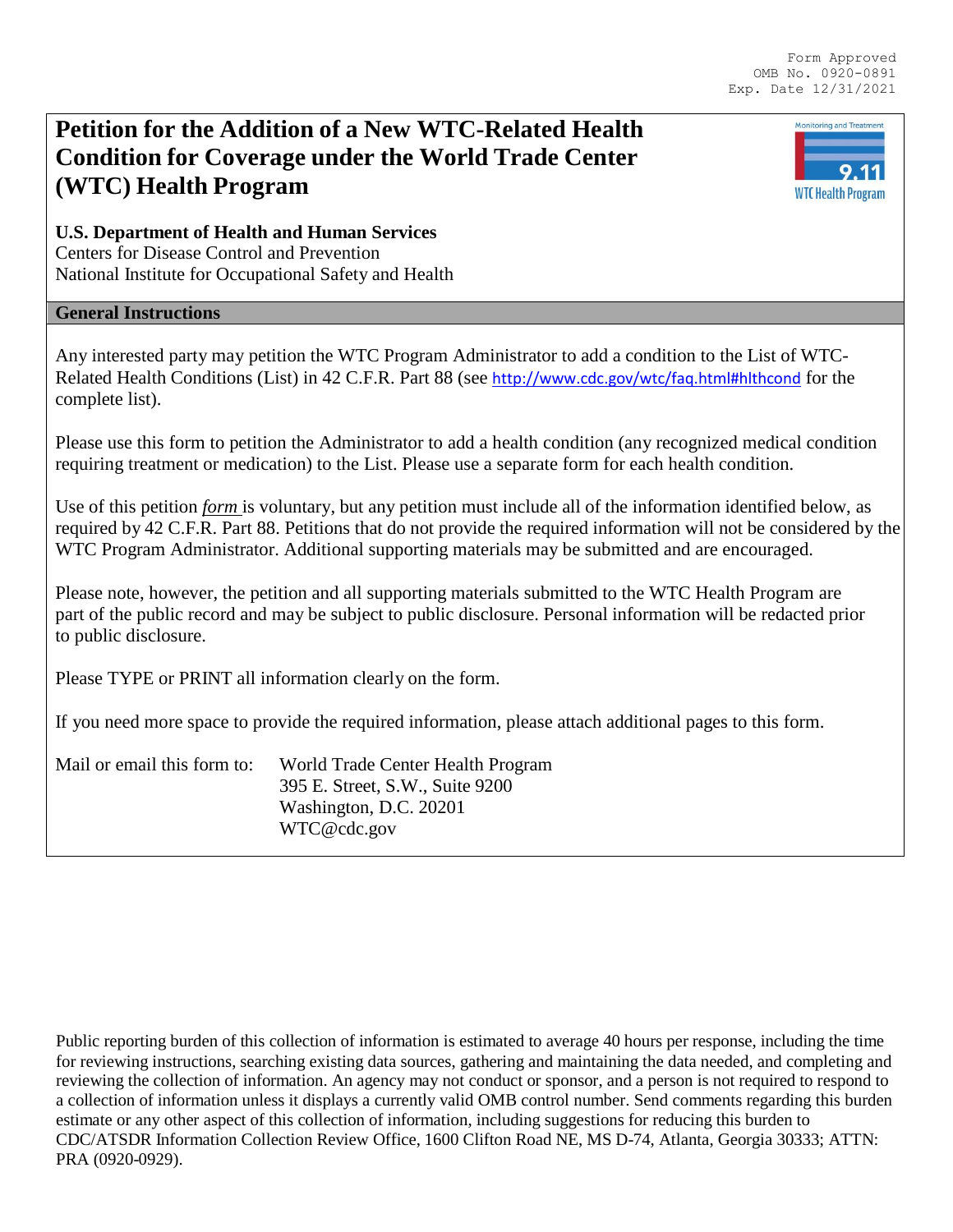Form Approved
OMB No. 0920-0891
Exp. Date 12/31/2021

# Petition for the Addition of a New WTC-Related Health Condition for Coverage under the World Trade Center (WTC) Health Program

**U.S. Department of Health and Human Services**
Centers for Disease Control and Prevention
National Institute for Occupational Safety and Health

## General Instructions

Any interested party may petition the WTC Program Administrator to add a condition to the List of WTC-Related Health Conditions (List) in 42 C.F.R. Part 88 (see http://www.cdc.gov/wtc/faq.html#hlthcond for the complete list).

Please use this form to petition the Administrator to add a health condition (any recognized medical condition requiring treatment or medication) to the List. Please use a separate form for each health condition.

Use of this petition *form* is voluntary, but any petition must include all of the information identified below, as required by 42 C.F.R. Part 88. Petitions that do not provide the required information will not be considered by the WTC Program Administrator. Additional supporting materials may be submitted and are encouraged.

Please note, however, the petition and all supporting materials submitted to the WTC Health Program are part of the public record and may be subject to public disclosure. Personal information will be redacted prior to public disclosure.

Please TYPE or PRINT all information clearly on the form.

If you need more space to provide the required information, please attach additional pages to this form.

Mail or email this form to:
World Trade Center Health Program
395 E. Street, S.W., Suite 9200
Washington, D.C. 20201
WTC@cdc.gov

Public reporting burden of this collection of information is estimated to average 40 hours per response, including the time for reviewing instructions, searching existing data sources, gathering and maintaining the data needed, and completing and reviewing the collection of information. An agency may not conduct or sponsor, and a person is not required to respond to a collection of information unless it displays a currently valid OMB control number. Send comments regarding this burden estimate or any other aspect of this collection of information, including suggestions for reducing this burden to CDC/ATSDR Information Collection Review Office, 1600 Clifton Road NE, MS D-74, Atlanta, Georgia 30333; ATTN: PRA (0920-0929).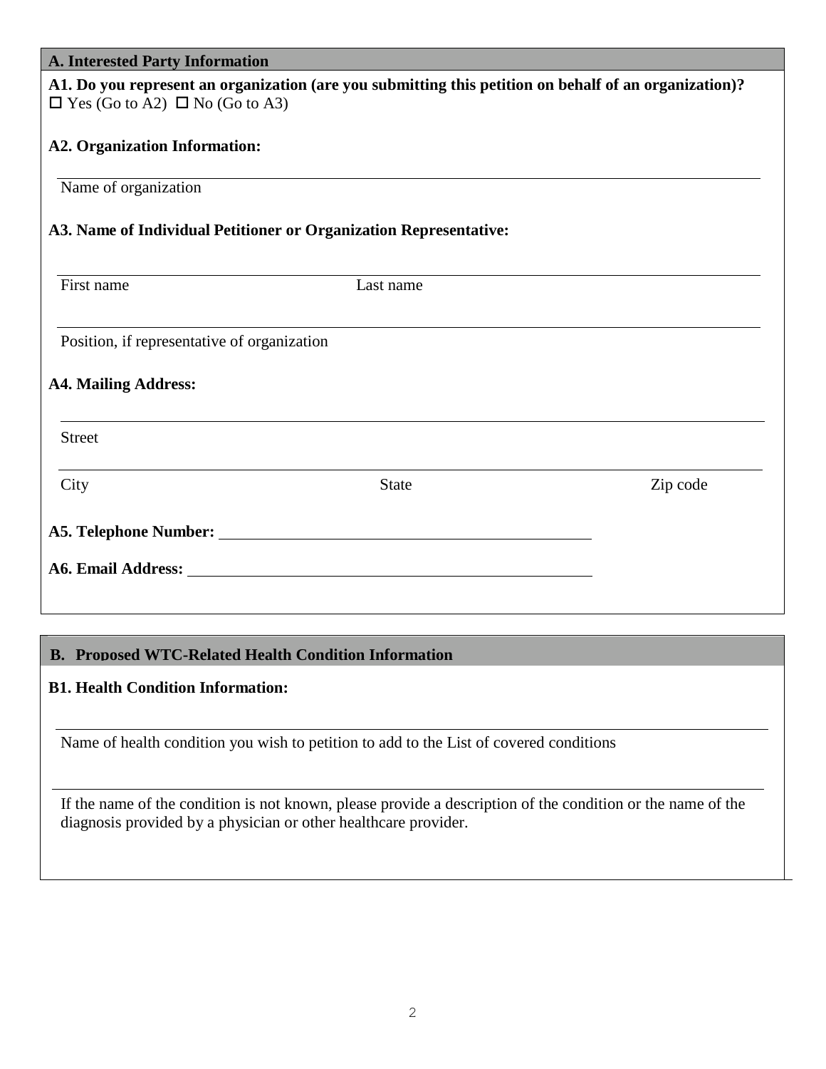## A. Interested Party Information

**A1. Do you represent an organization (are you submitting this petition on behalf of an organization)?**
☐ Yes (Go to A2) ☐ No (Go to A3)

**A2. Organization Information:**

\_\_\_\_\_\_\_\_\_\_\_\_\_\_\_\_\_\_\_\_\_\_\_\_\_\_\_\_\_\_\_\_\_\_\_\_\_\_\_\_\_\_\_\_
Name of organization

**A3. Name of Individual Petitioner or Organization Representative:**

\_\_\_\_\_\_\_\_\_\_\_\_\_\_\_\_\_\_\_\_\_\_\_\_\_\_\_\_\_\_\_\_\_\_\_\_\_\_\_\_\_\_\_\_
First name Last name

\_\_\_\_\_\_\_\_\_\_\_\_\_\_\_\_\_\_\_\_\_\_\_\_\_\_\_\_\_\_\_\_\_\_\_\_\_\_\_\_\_\_\_\_
Position, if representative of organization

**A4. Mailing Address:**

\_\_\_\_\_\_\_\_\_\_\_\_\_\_\_\_\_\_\_\_\_\_\_\_\_\_\_\_\_\_\_\_\_\_\_\_\_\_\_\_\_\_\_\_
Street

\_\_\_\_\_\_\_\_\_\_\_\_\_\_\_\_\_\_\_\_\_\_\_\_\_\_\_\_\_\_\_\_\_\_\_\_\_\_\_\_\_\_\_\_
City State Zip code

**A5. Telephone Number:** \_\_\_\_\_\_\_\_\_\_\_\_\_\_\_\_\_\_\_\_\_\_\_\_\_\_\_\_\_\_

**A6. Email Address:** \_\_\_\_\_\_\_\_\_\_\_\_\_\_\_\_\_\_\_\_\_\_\_\_\_\_\_\_\_\_

## B. Proposed WTC-Related Health Condition Information

**B1. Health Condition Information:**

\_\_\_\_\_\_\_\_\_\_\_\_\_\_\_\_\_\_\_\_\_\_\_\_\_\_\_\_\_\_\_\_\_\_\_\_\_\_\_\_\_\_\_\_
Name of health condition you wish to petition to add to the List of covered conditions

\_\_\_\_\_\_\_\_\_\_\_\_\_\_\_\_\_\_\_\_\_\_\_\_\_\_\_\_\_\_\_\_\_\_\_\_\_\_\_\_\_\_\_\_
If the name of the condition is not known, please provide a description of the condition or the name of the diagnosis provided by a physician or other healthcare provider.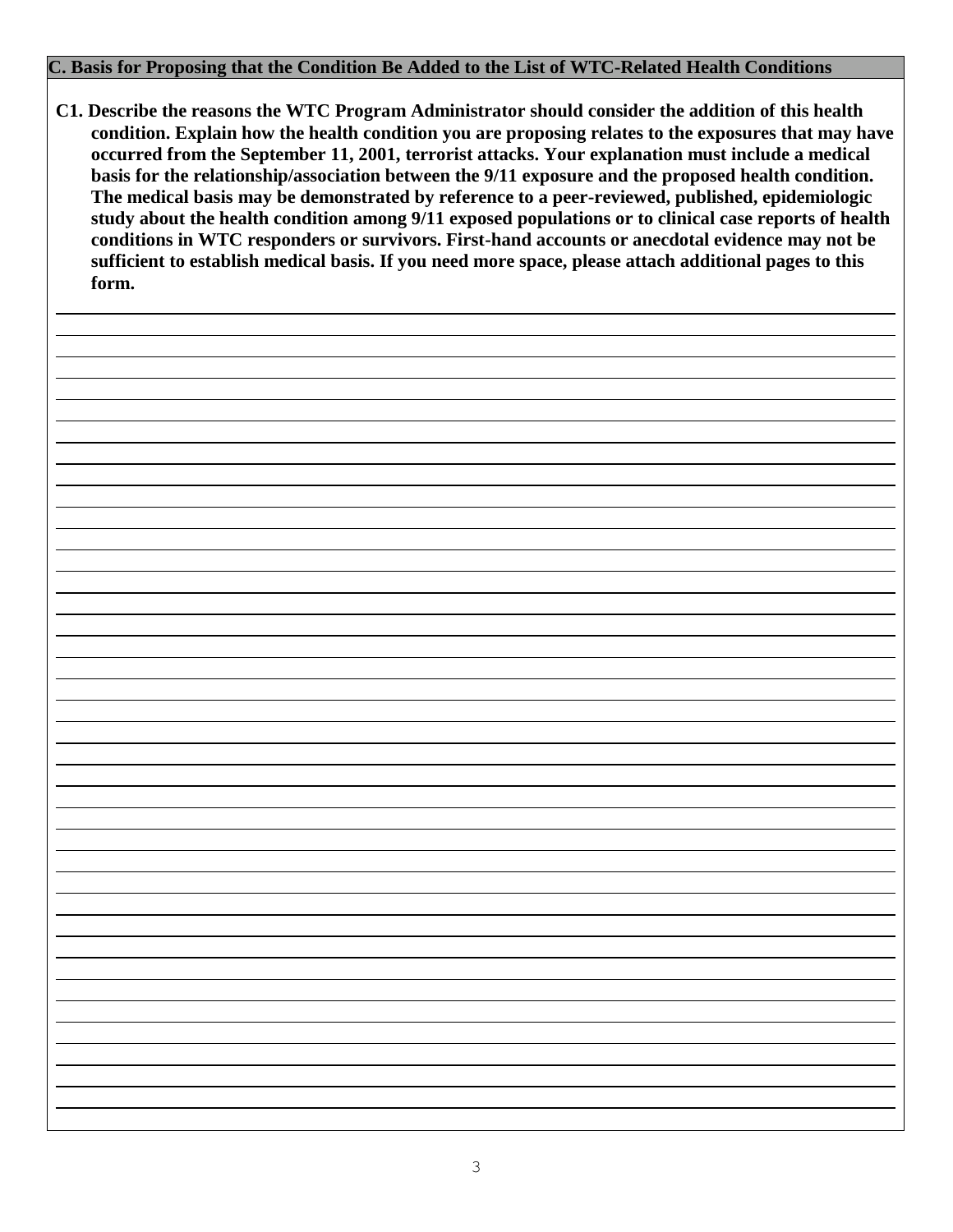## C. Basis for Proposing that the Condition Be Added to the List of WTC-Related Health Conditions

**C1. Describe the reasons the WTC Program Administrator should consider the addition of this health condition. Explain how the health condition you are proposing relates to the exposures that may have occurred from the September 11, 2001, terrorist attacks. Your explanation must include a medical basis for the relationship/association between the 9/11 exposure and the proposed health condition. The medical basis may be demonstrated by reference to a peer-reviewed, published, epidemiologic study about the health condition among 9/11 exposed populations or to clinical case reports of health conditions in WTC responders or survivors. First-hand accounts or anecdotal evidence may not be sufficient to establish medical basis. If you need more space, please attach additional pages to this form.**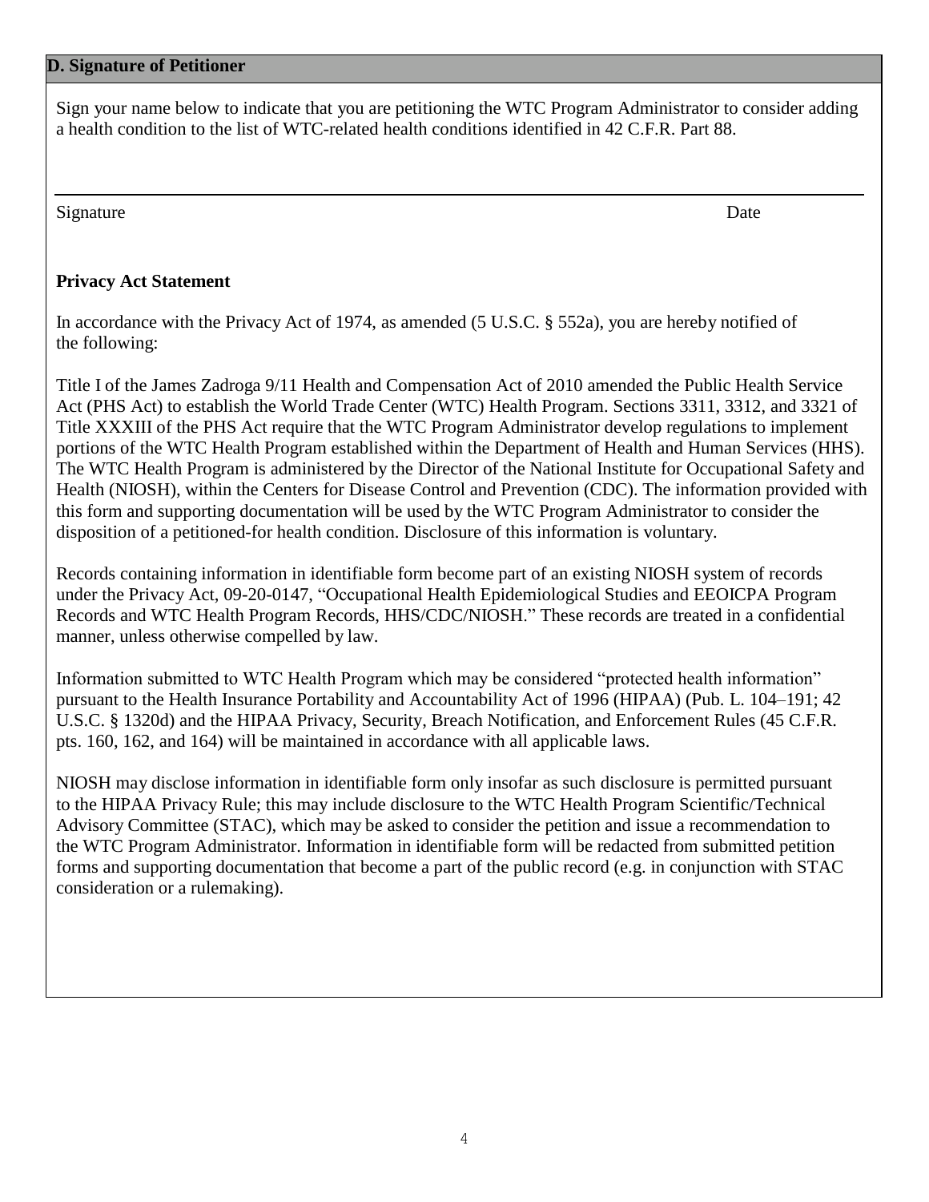## D. Signature of Petitioner

Sign your name below to indicate that you are petitioning the WTC Program Administrator to consider adding a health condition to the list of WTC-related health conditions identified in 42 C.F.R. Part 88.

Signature Date

**Privacy Act Statement**

In accordance with the Privacy Act of 1974, as amended (5 U.S.C. § 552a), you are hereby notified of the following:

Title I of the James Zadroga 9/11 Health and Compensation Act of 2010 amended the Public Health Service Act (PHS Act) to establish the World Trade Center (WTC) Health Program. Sections 3311, 3312, and 3321 of Title XXXIII of the PHS Act require that the WTC Program Administrator develop regulations to implement portions of the WTC Health Program established within the Department of Health and Human Services (HHS). The WTC Health Program is administered by the Director of the National Institute for Occupational Safety and Health (NIOSH), within the Centers for Disease Control and Prevention (CDC). The information provided with this form and supporting documentation will be used by the WTC Program Administrator to consider the disposition of a petitioned-for health condition. Disclosure of this information is voluntary.

Records containing information in identifiable form become part of an existing NIOSH system of records under the Privacy Act, 09-20-0147, "Occupational Health Epidemiological Studies and EEOICPA Program Records and WTC Health Program Records, HHS/CDC/NIOSH." These records are treated in a confidential manner, unless otherwise compelled by law.

Information submitted to WTC Health Program which may be considered "protected health information" pursuant to the Health Insurance Portability and Accountability Act of 1996 (HIPAA) (Pub. L. 104–191; 42 U.S.C. § 1320d) and the HIPAA Privacy, Security, Breach Notification, and Enforcement Rules (45 C.F.R. pts. 160, 162, and 164) will be maintained in accordance with all applicable laws.

NIOSH may disclose information in identifiable form only insofar as such disclosure is permitted pursuant to the HIPAA Privacy Rule; this may include disclosure to the WTC Health Program Scientific/Technical Advisory Committee (STAC), which may be asked to consider the petition and issue a recommendation to the WTC Program Administrator. Information in identifiable form will be redacted from submitted petition forms and supporting documentation that become a part of the public record (e.g. in conjunction with STAC consideration or a rulemaking).